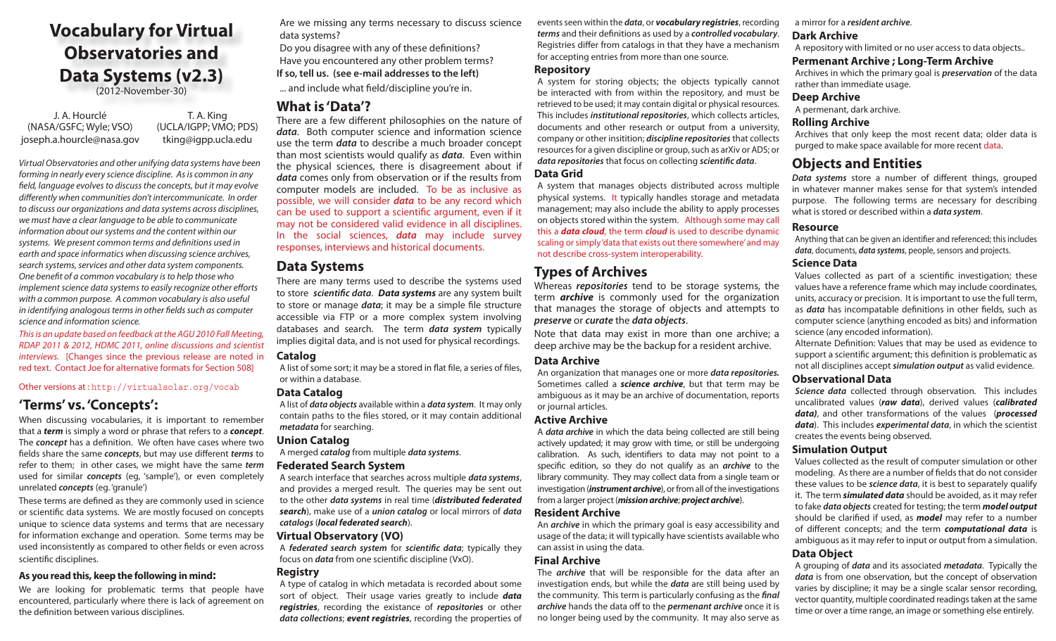# Vocabulary for Virtual Observatories and Data Systems (v2.3)

(2012-November-30)

J. A. Hourclé
(NASA/GSFC; Wyle; VSO)
joseph.a.hourcle@nasa.gov

T. A. King
(UCLA/IGPP; VMO; PDS)
tking@igpp.ucla.edu

*Virtual Observatories and other unifying data systems have been forming in nearly every science discipline. As is common in any field, language evolves to discuss the concepts, but it may evolve differently when communities don't intercommunicate. In order to discuss our organizations and data systems across disciplines, we must have a clear language to be able to communicate information about our systems and the content within our systems. We present common terms and definitions used in earth and space informatics when discussing science archives, search systems, services and other data system components. One benefit of a common vocabulary is to help those who implement science data systems to easily recognize other efforts with a common purpose. A common vocabulary is also useful in identifying analogous terms in other fields such as computer science and information science.*

*This is an update based on feedback at the AGU 2010 Fall Meeting, RDAP 2011 & 2012, HDMC 2011, online discussions and scientist interviews.* [Changes since the previous release are noted in red text. Contact Joe for alternative formats for Section 508]

Other versions at : `http://virtualsolar.org/vocab`

## 'Terms' vs. 'Concepts':

When discussing vocabularies, it is important to remember that a ***term*** is simply a word or phrase that refers to a ***concept***. The ***concept*** has a definition. We often have cases where two fields share the same ***concepts***, but may use different ***terms*** to refer to them; in other cases, we might have the same ***term*** used for similar ***concepts*** (eg, 'sample'), or even completely unrelated ***concepts*** (eg. 'granule')

These terms are defined as they are commonly used in science or scientific data systems. We are mostly focused on concepts unique to science data systems and terms that are necessary for information exchange and operation. Some terms may be used inconsistently as compared to other fields or even across scientific disciplines.

**As you read this, keep the following in mind:**

We are looking for problematic terms that people have encountered, particularly where there is lack of agreement on the definition between various disciplines.

Are we missing any terms necessary to discuss science data systems?

Do you disagree with any of these definitions?

Have you encountered any other problem terms?

**If so, tell us. (see e-mail addresses to the left)**

... and include what field/discipline you're in.

## What is 'Data'?

There are a few different philosophies on the nature of ***data***. Both computer science and information science use the term ***data*** to describe a much broader concept than most scientists would qualify as ***data***. Even within the physical sciences, there is disagreement about if ***data*** comes only from observation or if the results from computer models are included. To be as inclusive as possible, we will consider ***data*** to be any record which can be used to support a scientific argument, even if it may not be considered valid evidence in all disciplines. In the social sciences, ***data*** may include survey responses, interviews and historical documents.

## Data Systems

There are many terms used to describe the systems used to store ***scientific data***. ***Data systems*** are any system built to store or manage ***data***; it may be a simple file structure accessible via FTP or a more complex system involving databases and search. The term ***data system*** typically implies digital data, and is not used for physical recordings.

### Catalog

A list of some sort; it may be a stored in flat file, a series of files, or within a database.

### Data Catalog

A list of ***data objects*** available within a ***data system***. It may only contain paths to the files stored, or it may contain additional ***metadata*** for searching.

### Union Catalog

A merged ***catalog*** from multiple ***data systems***.

### Federated Search System

A search interface that searches across multiple ***data systems***, and provides a merged result. The queries may be sent out to the other ***data systems*** in real time (***distributed federated search***), make use of a ***union catalog*** or local mirrors of ***data catalogs*** (***local federated search***).

### Virtual Observatory (VO)

A ***federated search system*** for ***scientific data***; typically they focus on ***data*** from one scientific discipline (VxO).

### Registry

A type of catalog in which metadata is recorded about some sort of object. Their usage varies greatly to include ***data registries***, recording the existance of ***repositories*** or other ***data collections***; ***event registries***, recording the properties of events seen within the ***data***, or ***vocabulary registries***, recording ***terms*** and their definitions as used by a ***controlled vocabulary***. Registries differ from catalogs in that they have a mechanism for accepting entries from more than one source.

### Repository

A system for storing objects; the objects typically cannot be interacted with from within the repository, and must be retrieved to be used; it may contain digital or physical resources. This includes ***institutional repositories***, which collects articles, documents and other research or output from a university, company or other insitition; ***discipline repositories*** that collects resources for a given discipline or group, such as arXiv or ADS; or ***data repositories*** that focus on collecting ***scientific data***.

### Data Grid

A system that manages objects distributed across multiple physical systems. It typically handles storage and metadata management; may also include the ability to apply processes on objects stored within the system. Although some may call this a ***data cloud***, the term ***cloud*** is used to describe dynamic scaling or simply 'data that exists out there somewhere' and may not describe cross-system interoperability.

## Types of Archives

Whereas ***repositories*** tend to be storage systems, the term ***archive*** is commonly used for the organization that manages the storage of objects and attempts to ***preserve*** or ***curate*** the ***data objects***.

Note that data may exist in more than one archive; a deep archive may be the backup for a resident archive.

### Data Archive

An organization that manages one or more ***data repositories.*** Sometimes called a ***science archive***, but that term may be ambiguous as it may be an archive of documentation, reports or journal articles.

### Active Archive

A ***data archive*** in which the data being collected are still being actively updated; it may grow with time, or still be undergoing calibration. As such, identifiers to data may not point to a specific edition, so they do not qualify as an ***archive*** to the library community. They may collect data from a single team or investigation (***instrument archive***), or from all of the investigations from a larger project (***mission archive***; ***project archive***).

### Resident Archive

An ***archive*** in which the primary goal is easy accessibility and usage of the data; it will typically have scientists available who can assist in using the data.

### Final Archive

The ***archive*** that will be responsible for the data after an investigation ends, but while the ***data*** are still being used by the community. This term is particularly confusing as the ***final archive*** hands the data off to the ***permanent archive*** once it is no longer being used by the community. It may also serve as a mirror for a ***resident archive***.

### Dark Archive

A repository with limited or no user access to data objects..

### Permenant Archive ; Long-Term Archive

Archives in which the primary goal is ***preservation*** of the data rather than immediate usage.

### Deep Archive

A permenant, dark archive.

### Rolling Archive

Archives that only keep the most recent data; older data is purged to make space available for more recent data.

## Objects and Entities

***Data systems*** store a number of different things, grouped in whatever manner makes sense for that system's intended purpose. The following terms are necessary for describing what is stored or described within a ***data system***.

### Resource

Anything that can be given an identifier and referenced; this includes ***data***, documents, ***data systems***, people, sensors and projects.

### Science Data

Values collected as part of a scientific investigation; these values have a reference frame which may include coordinates, units, accuracy or precision. It is important to use the full term, as ***data*** has incompatable definitions in other fields, such as computer science (anything encoded as bits) and information science (any encoded information).

Alternate Definition: Values that may be used as evidence to support a scientific argument; this definition is problematic as not all disciplines accept ***simulation output*** as valid evidence.

### Observational Data

***Science data*** collected through observation. This includes uncalibrated values (***raw data***), derived values (***calibrated data)***, and other transformations of the values (***processed data***). This includes ***experimental data***, in which the scientist creates the events being observed.

### Simulation Output

Values collected as the result of computer simulation or other modeling. As there are a number of fields that do not consider these values to be ***science data***, it is best to separately qualify it. The term ***simulated data*** should be avoided, as it may refer to fake ***data objects*** created for testing; the term ***model output*** should be clarified if used, as ***model*** may refer to a number of different concepts; and the term ***computational data*** is ambiguous as it may refer to input or output from a simulation.

### Data Object

A grouping of ***data*** and its associated ***metadata***. Typically the ***data*** is from one observation, but the concept of observation varies by discipline; it may be a single scalar sensor recording, vector quantity, multiple coordinated readings taken at the same time or over a time range, an image or something else entirely.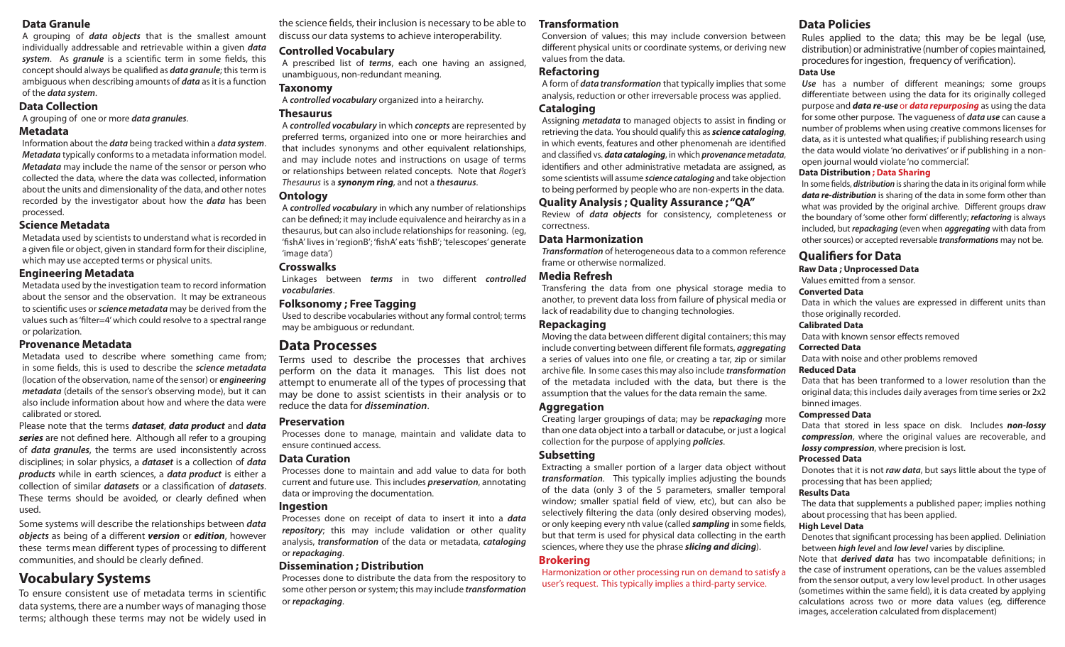### Data Granule

A grouping of ***data objects*** that is the smallest amount individually addressable and retrievable within a given ***data system***. As ***granule*** is a scientific term in some fields, this concept should always be qualified as ***data granule***; this term is ambiguous when describing amounts of ***data*** as it is a function of the ***data system***.

### Data Collection

A grouping of one or more ***data granules***.

### Metadata

Information about the ***data*** being tracked within a ***data system***. ***Metadata*** typically conforms to a metadata information model. ***Metadata*** may include the name of the sensor or person who collected the data, where the data was collected, information about the units and dimensionality of the data, and other notes recorded by the investigator about how the ***data*** has been processed.

### Science Metadata

Metadata used by scientists to understand what is recorded in a given file or object, given in standard form for their discipline, which may use accepted terms or physical units.

### Engineering Metadata

Metadata used by the investigation team to record information about the sensor and the observation. It may be extraneous to scientific uses or ***science metadata*** may be derived from the values such as 'filter=4' which could resolve to a spectral range or polarization.

### Provenance Metadata

Metadata used to describe where something came from; in some fields, this is used to describe the ***science metadata*** (location of the observation, name of the sensor) or ***engineering metadata*** (details of the sensor's observing mode), but it can also include information about how and where the data were calibrated or stored.

Please note that the terms ***dataset***, ***data product*** and ***data series*** are not defined here. Although all refer to a grouping of ***data granules***, the terms are used inconsistently across disciplines; in solar physics, a ***dataset*** is a collection of ***data products*** while in earth sciences, a ***data product*** is either a collection of similar ***datasets*** or a classification of ***datasets***. These terms should be avoided, or clearly defined when used.

Some systems will describe the relationships between ***data objects*** as being of a different ***version*** or ***edition***, however these terms mean different types of processing to different communities, and should be clearly defined.

## Vocabulary Systems

To ensure consistent use of metadata terms in scientific data systems, there are a number ways of managing those terms; although these terms may not be widely used in the science fields, their inclusion is necessary to be able to discuss our data systems to achieve interoperability.

### Controlled Vocabulary

A prescribed list of ***terms***, each one having an assigned, unambiguous, non-redundant meaning.

### Taxonomy

A ***controlled vocabulary*** organized into a heirarchy.

### Thesaurus

A ***controlled vocabulary*** in which ***concepts*** are represented by preferred terms, organized into one or more heirarchies and that includes synonyms and other equivalent relationships, and may include notes and instructions on usage of terms or relationships between related concepts. Note that *Roget's Thesaurus* is a ***synonym ring***, and not a ***thesaurus***.

### Ontology

A ***controlled vocabulary*** in which any number of relationships can be defined; it may include equivalence and heirarchy as in a thesaurus, but can also include relationships for reasoning. (eg, 'fishA' lives in 'regionB'; 'fishA' eats 'fishB'; 'telescopes' generate 'image data')

### Crosswalks

Linkages between ***terms*** in two different ***controlled vocabularies***.

### Folksonomy ; Free Tagging

Used to describe vocabularies without any formal control; terms may be ambiguous or redundant.

## Data Processes

Terms used to describe the processes that archives perform on the data it manages. This list does not attempt to enumerate all of the types of processing that may be done to assist scientists in their analysis or to reduce the data for ***dissemination***.

### Preservation

Processes done to manage, maintain and validate data to ensure continued access.

### Data Curation

Processes done to maintain and add value to data for both current and future use. This includes ***preservation***, annotating data or improving the documentation.

### Ingestion

Processes done on receipt of data to insert it into a ***data repository***; this may include validation or other quality analysis, ***transformation*** of the data or metadata, ***cataloging*** or ***repackaging***.

### Dissemination ; Distribution

Processes done to distribute the data from the respository to some other person or system; this may include ***transformation*** or ***repackaging***.

### Transformation

Conversion of values; this may include conversion between different physical units or coordinate systems, or deriving new values from the data.

### Refactoring

A form of ***data transformation*** that typically implies that some analysis, reduction or other irreversable process was applied.

### Cataloging

Assigning ***metadata*** to managed objects to assist in finding or retrieving the data. You should qualify this as ***science cataloging***, in which events, features and other phenomenah are identified and classified vs. ***data cataloging***, in which ***provenance metadata***, identifiers and other administrative metadata are assigned, as some scientists will assume ***science cataloging*** and take objection to being performed by people who are non-experts in the data.

### Quality Analysis ; Quality Assurance ; "QA"

Review of ***data objects*** for consistency, completeness or correctness.

### Data Harmonization

***Transformation*** of heterogeneous data to a common reference frame or otherwise normalized.

### Media Refresh

Transfering the data from one physical storage media to another, to prevent data loss from failure of physical media or lack of readability due to changing technologies.

### Repackaging

Moving the data between different digital containers; this may include converting between different file formats, ***aggregating*** a series of values into one file, or creating a tar, zip or similar archive file. In some cases this may also include ***transformation*** of the metadata included with the data, but there is the assumption that the values for the data remain the same.

### Aggregation

Creating larger groupings of data; may be ***repackaging*** more than one data object into a tarball or datacube, or just a logical collection for the purpose of applying ***policies***.

### Subsetting

Extracting a smaller portion of a larger data object without ***transformation***. This typically implies adjusting the bounds of the data (only 3 of the 5 parameters, smaller temporal window; smaller spatial field of view, etc), but can also be selectively filtering the data (only desired observing modes), or only keeping every nth value (called ***sampling*** in some fields, but that term is used for physical data collecting in the earth sciences, where they use the phrase ***slicing and dicing***).

### Brokering

Harmonization or other processing run on demand to satisfy a user's request. This typically implies a third-party service.

## Data Policies

Rules applied to the data; this may be legal (use, distribution) or administrative (number of copies maintained, procedures for ingestion, frequency of verification).

#### Data Use

***Use*** has a number of different meanings; some groups differentiate between using the data for its originally colleged purpose and ***data re-use*** or ***data repurposing*** as using the data for some other purpose. The vagueness of ***data use*** can cause a number of problems when using creative commons licenses for data, as it is untested what qualifies; if publishing research using the data would violate 'no derivatives' or if publishing in a non-open journal would violate 'no commercial'.

#### Data Distribution ; Data Sharing

In some fields, ***distribution*** is sharing the data in its original form while ***data re-distribution*** is sharing of the data in some form other than what was provided by the original archive. Different groups draw the boundary of 'some other form' differently; ***refactoring*** is always included, but ***repackaging*** (even when ***aggregating*** with data from other sources) or accepted reversable ***transformations*** may not be.

## Qualifiers for Data

#### Raw Data ; Unprocessed Data

Values emitted from a sensor.

#### Converted Data

Data in which the values are expressed in different units than those originally recorded.

#### Calibrated Data

Data with known sensor effects removed

#### Corrected Data

Data with noise and other problems removed

#### Reduced Data

Data that has been tranformed to a lower resolution than the original data; this includes daily averages from time series or 2x2 binned images.

#### Compressed Data

Data that stored in less space on disk. Includes ***non-lossy compression***, where the original values are recoverable, and ***lossy compression***, where precision is lost.

#### Processed Data

Donotes that it is not ***raw data***, but says little about the type of processing that has been applied;

#### Results Data

The data that supplements a published paper; implies nothing about processing that has been applied.

#### High Level Data

Denotes that significant processing has been applied. Deliniation between ***high level*** and ***low level*** varies by discipline.

Note that ***derived data*** has two incompatable definitions; in the case of instrument operations, can be the values assembled from the sensor output, a very low level product. In other usages (sometimes within the same field), it is data created by applying calculations across two or more data values (eg, difference images, acceleration calculated from displacement)